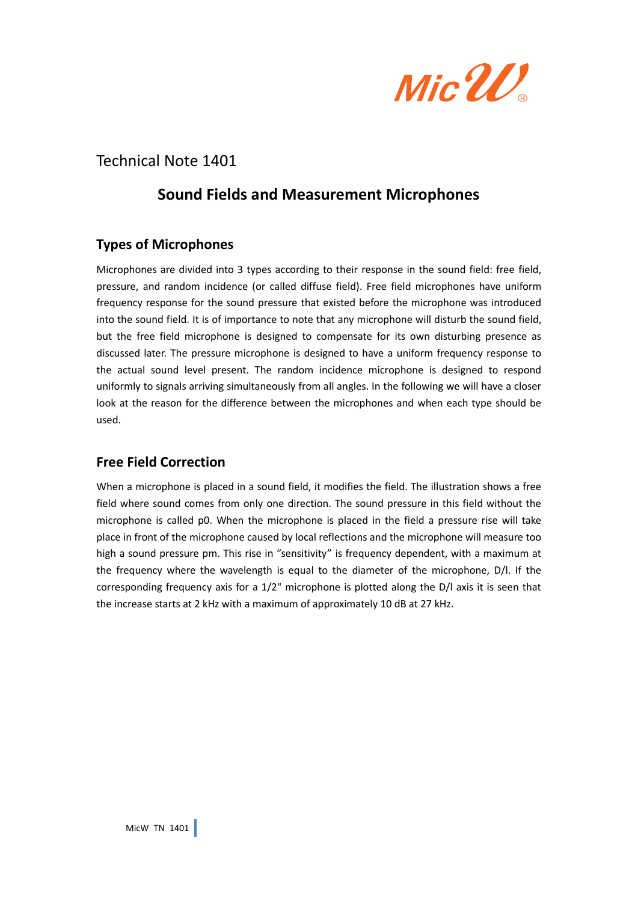Technical Note 1401

# Sound Fields and Measurement Microphones

## Types of Microphones

Microphones are divided into 3 types according to their response in the sound field: free field, pressure, and random incidence (or called diffuse field). Free field microphones have uniform frequency response for the sound pressure that existed before the microphone was introduced into the sound field. It is of importance to note that any microphone will disturb the sound field, but the free field microphone is designed to compensate for its own disturbing presence as discussed later. The pressure microphone is designed to have a uniform frequency response to the actual sound level present. The random incidence microphone is designed to respond uniformly to signals arriving simultaneously from all angles. In the following we will have a closer look at the reason for the difference between the microphones and when each type should be used.

## Free Field Correction

When a microphone is placed in a sound field, it modifies the field. The illustration shows a free field where sound comes from only one direction. The sound pressure in this field without the microphone is called p0. When the microphone is placed in the field a pressure rise will take place in front of the microphone caused by local reflections and the microphone will measure too high a sound pressure pm. This rise in “sensitivity” is frequency dependent, with a maximum at the frequency where the wavelength is equal to the diameter of the microphone, D/l. If the corresponding frequency axis for a 1/2" microphone is plotted along the D/l axis it is seen that the increase starts at 2 kHz with a maximum of approximately 10 dB at 27 kHz.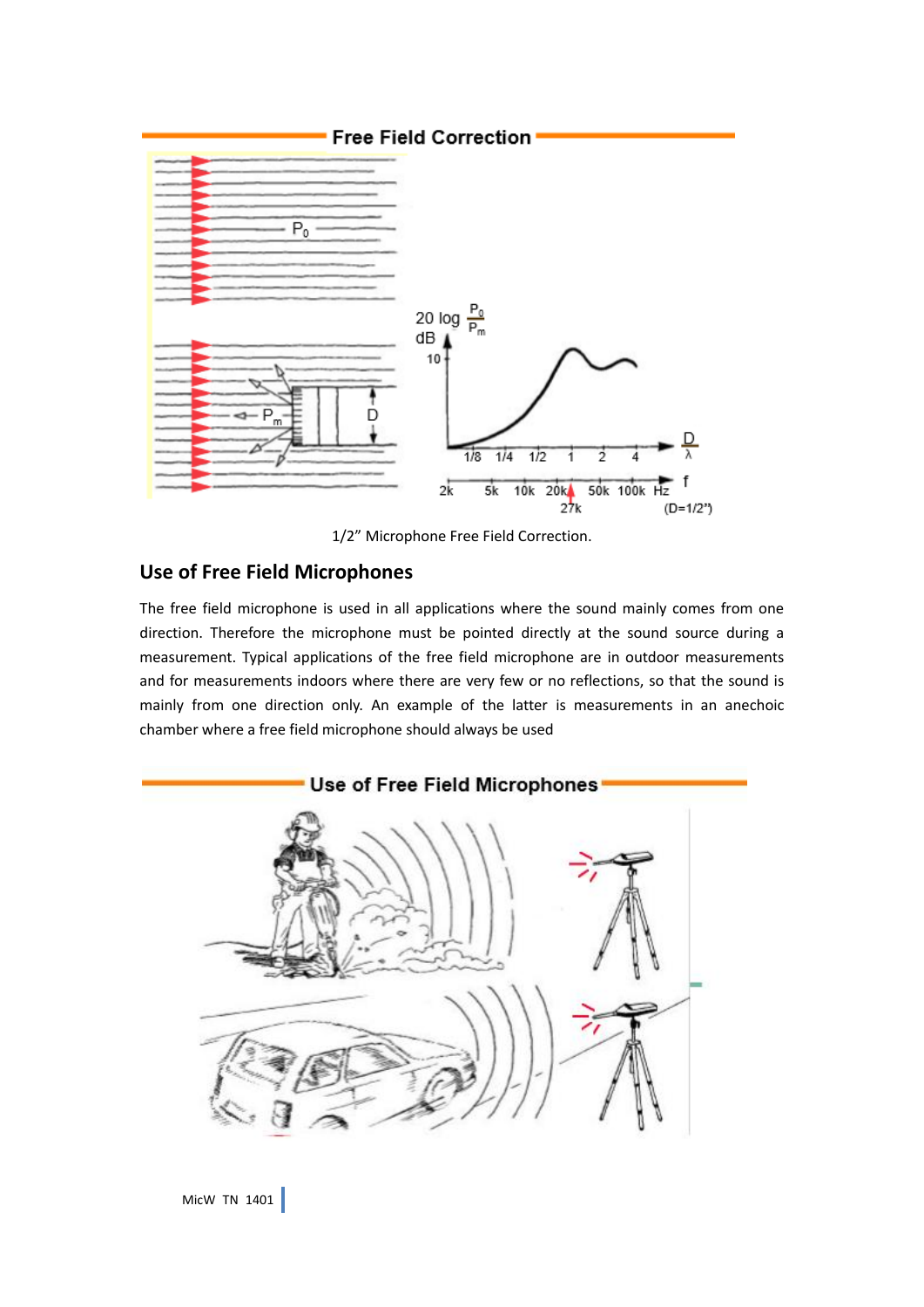1/2" Microphone Free Field Correction.

## Use of Free Field Microphones

The free field microphone is used in all applications where the sound mainly comes from one direction. Therefore the microphone must be pointed directly at the sound source during a measurement. Typical applications of the free field microphone are in outdoor measurements and for measurements indoors where there are very few or no reflections, so that the sound is mainly from one direction only. An example of the latter is measurements in an anechoic chamber where a free field microphone should always be used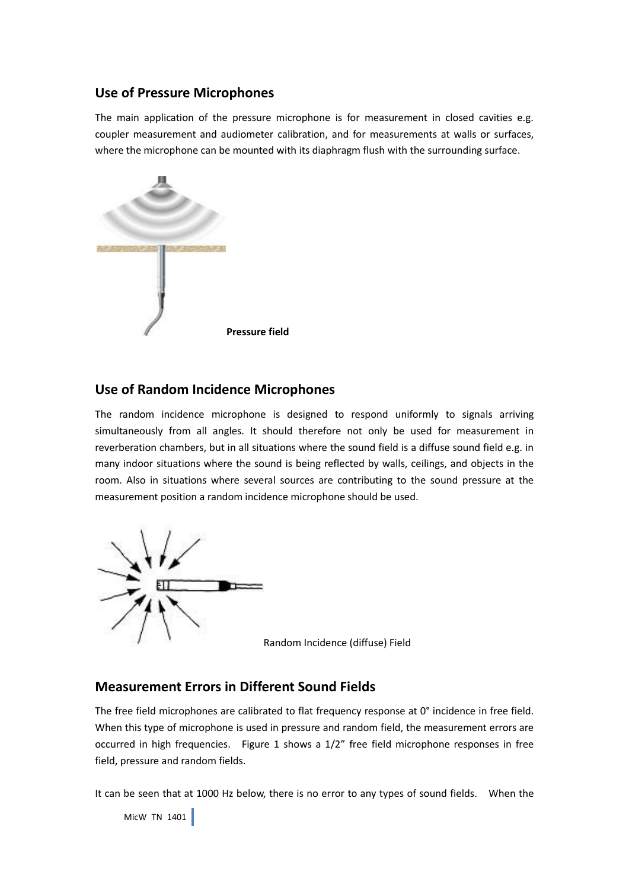## Use of Pressure Microphones

The main application of the pressure microphone is for measurement in closed cavities e.g. coupler measurement and audiometer calibration, and for measurements at walls or surfaces, where the microphone can be mounted with its diaphragm flush with the surrounding surface.

**Pressure field**

## Use of Random Incidence Microphones

The random incidence microphone is designed to respond uniformly to signals arriving simultaneously from all angles. It should therefore not only be used for measurement in reverberation chambers, but in all situations where the sound field is a diffuse sound field e.g. in many indoor situations where the sound is being reflected by walls, ceilings, and objects in the room. Also in situations where several sources are contributing to the sound pressure at the measurement position a random incidence microphone should be used.

Random Incidence (diffuse) Field

## Measurement Errors in Different Sound Fields

The free field microphones are calibrated to flat frequency response at 0° incidence in free field. When this type of microphone is used in pressure and random field, the measurement errors are occurred in high frequencies. Figure 1 shows a 1/2" free field microphone responses in free field, pressure and random fields.

It can be seen that at 1000 Hz below, there is no error to any types of sound fields. When the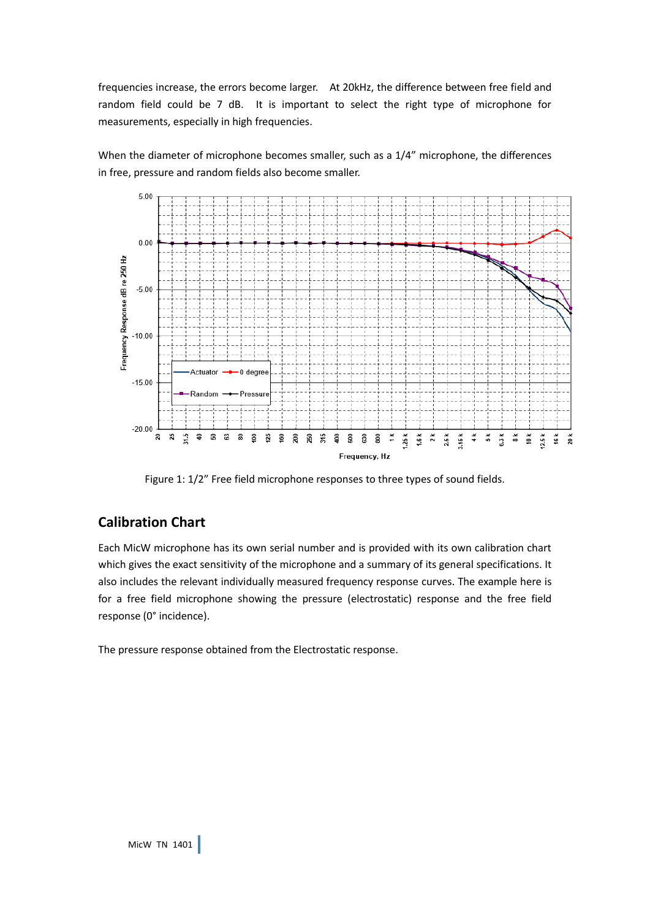frequencies increase, the errors become larger. At 20kHz, the difference between free field and random field could be 7 dB. It is important to select the right type of microphone for measurements, especially in high frequencies.

When the diameter of microphone becomes smaller, such as a 1/4" microphone, the differences in free, pressure and random fields also become smaller.

Figure 1: 1/2" Free field microphone responses to three types of sound fields.

## Calibration Chart

Each MicW microphone has its own serial number and is provided with its own calibration chart which gives the exact sensitivity of the microphone and a summary of its general specifications. It also includes the relevant individually measured frequency response curves. The example here is for a free field microphone showing the pressure (electrostatic) response and the free field response (0° incidence).

The pressure response obtained from the Electrostatic response.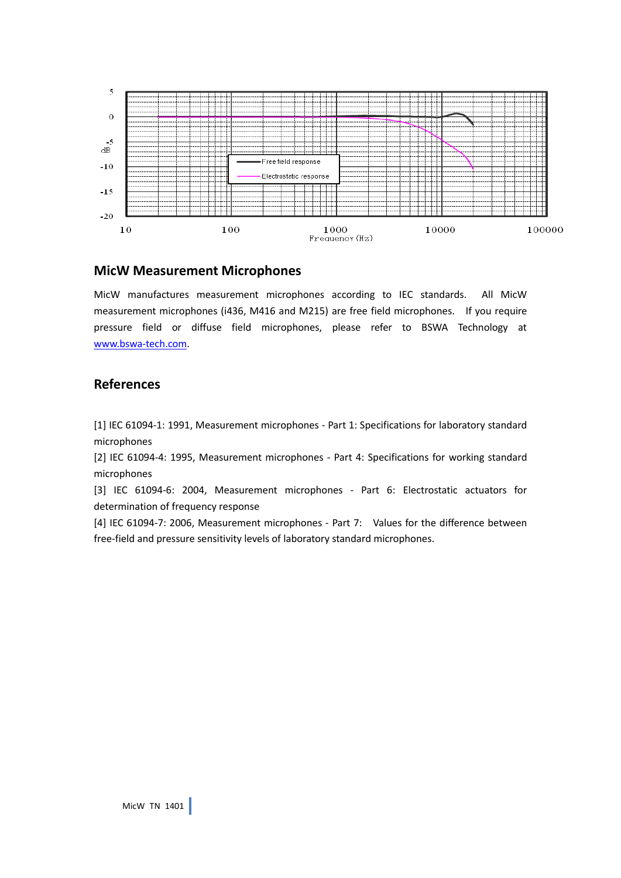5
0
-5
dB
-10
-15
-20
10
100
1000
10000
100000
Frequency (Hz)
Free field response
Electrostatic response

## MicW Measurement Microphones

MicW manufactures measurement microphones according to IEC standards. All MicW measurement microphones (i436, M416 and M215) are free field microphones. If you require pressure field or diffuse field microphones, please refer to BSWA Technology at www.bswa-tech.com.

## References

[1] IEC 61094-1: 1991, Measurement microphones - Part 1: Specifications for laboratory standard microphones

[2] IEC 61094-4: 1995, Measurement microphones - Part 4: Specifications for working standard microphones

[3] IEC 61094-6: 2004, Measurement microphones - Part 6: Electrostatic actuators for determination of frequency response

[4] IEC 61094-7: 2006, Measurement microphones - Part 7: Values for the difference between free-field and pressure sensitivity levels of laboratory standard microphones.